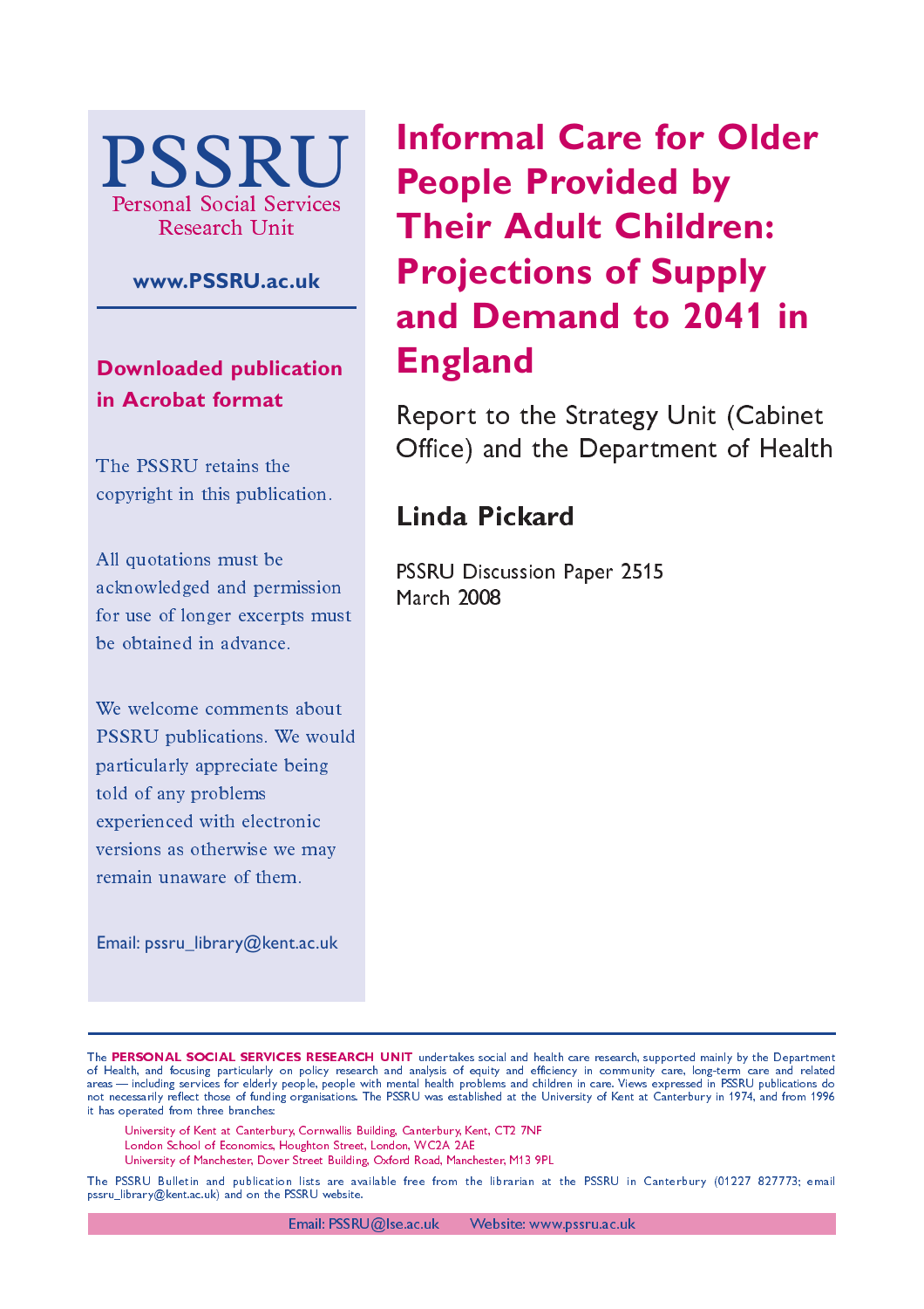# Informal Care for Older People Provided by Their Adult Children: Projections of Supply and Demand to 2041 in England

Report to the Strategy Unit (Cabinet Office) and the Department of Health

**Linda Pickard**

PSSRU Discussion Paper 2515
March 2008

PSSRU
Personal Social Services
Research Unit

www.PSSRU.ac.uk

**Downloaded publication in Acrobat format**

The PSSRU retains the copyright in this publication.

All quotations must be acknowledged and permission for use of longer excerpts must be obtained in advance.

We welcome comments about PSSRU publications. We would particularly appreciate being told of any problems experienced with electronic versions as otherwise we may remain unaware of them.

Email: pssru_library@kent.ac.uk

The **PERSONAL SOCIAL SERVICES RESEARCH UNIT** undertakes social and health care research, supported mainly by the Department of Health, and focusing particularly on policy research and analysis of equity and efficiency in community care, long-term care and related areas — including services for elderly people, people with mental health problems and children in care. Views expressed in PSSRU publications do not necessarily reflect those of funding organisations. The PSSRU was established at the University of Kent at Canterbury in 1974, and from 1996 it has operated from three branches:

University of Kent at Canterbury, Cornwallis Building, Canterbury, Kent, CT2 7NF
London School of Economics, Houghton Street, London, WC2A 2AE
University of Manchester, Dover Street Building, Oxford Road, Manchester, M13 9PL

The PSSRU Bulletin and publication lists are available free from the librarian at the PSSRU in Canterbury (01227 827773; email pssru_library@kent.ac.uk) and on the PSSRU website.

Email: PSSRU@lse.ac.uk Website: www.pssru.ac.uk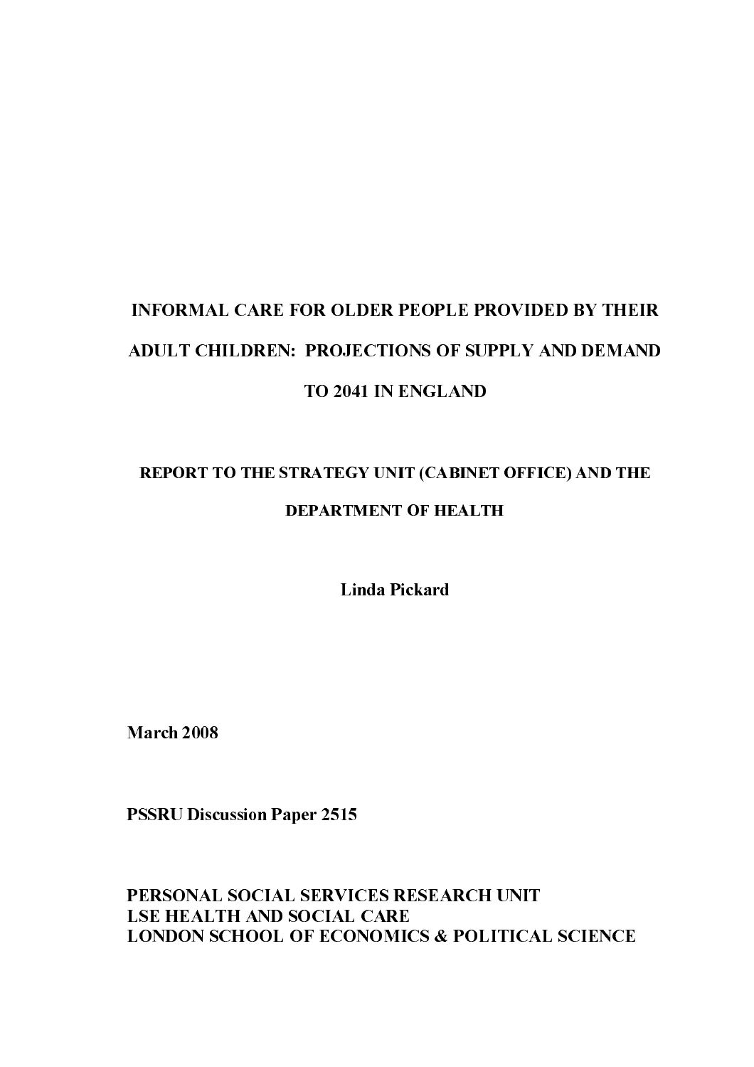# INFORMAL CARE FOR OLDER PEOPLE PROVIDED BY THEIR ADULT CHILDREN: PROJECTIONS OF SUPPLY AND DEMAND TO 2041 IN ENGLAND

## REPORT TO THE STRATEGY UNIT (CABINET OFFICE) AND THE DEPARTMENT OF HEALTH

**Linda Pickard**

**March 2008**

**PSSRU Discussion Paper 2515**

**PERSONAL SOCIAL SERVICES RESEARCH UNIT**
**LSE HEALTH AND SOCIAL CARE**
**LONDON SCHOOL OF ECONOMICS & POLITICAL SCIENCE**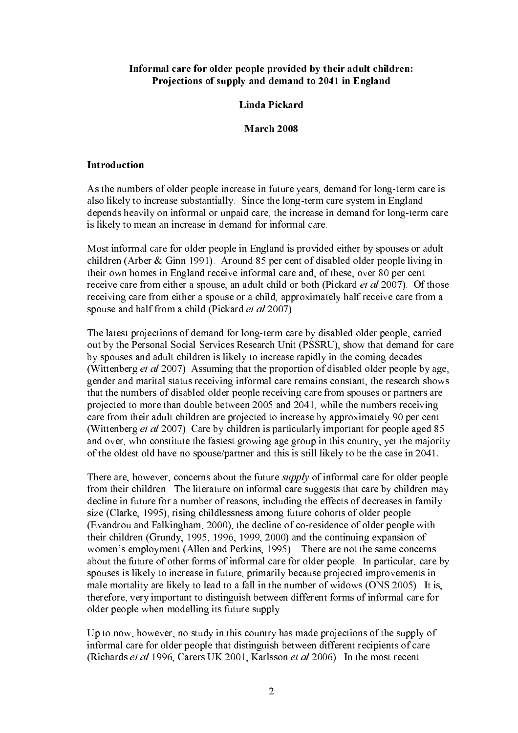**Informal care for older people provided by their adult children: Projections of supply and demand to 2041 in England**

**Linda Pickard**

**March 2008**

**Introduction**

As the numbers of older people increase in future years, demand for long-term care is also likely to increase substantially. Since the long-term care system in England depends heavily on informal or unpaid care, the increase in demand for long-term care is likely to mean an increase in demand for informal care.

Most informal care for older people in England is provided either by spouses or adult children (Arber & Ginn 1991). Around 85 per cent of disabled older people living in their own homes in England receive informal care and, of these, over 80 per cent receive care from either a spouse, an adult child or both (Pickard *et al* 2007). Of those receiving care from either a spouse or a child, approximately half receive care from a spouse and half from a child (Pickard *et al* 2007).

The latest projections of demand for long-term care by disabled older people, carried out by the Personal Social Services Research Unit (PSSRU), show that demand for care by spouses and adult children is likely to increase rapidly in the coming decades (Wittenberg *et al* 2007). Assuming that the proportion of disabled older people by age, gender and marital status receiving informal care remains constant, the research shows that the numbers of disabled older people receiving care from spouses or partners are projected to more than double between 2005 and 2041, while the numbers receiving care from their adult children are projected to increase by approximately 90 per cent (Wittenberg *et al* 2007). Care by children is particularly important for people aged 85 and over, who constitute the fastest growing age group in this country, yet the majority of the oldest old have no spouse/partner and this is still likely to be the case in 2041.

There are, however, concerns about the future *supply* of informal care for older people from their children. The literature on informal care suggests that care by children may decline in future for a number of reasons, including the effects of decreases in family size (Clarke, 1995), rising childlessness among future cohorts of older people (Evandrou and Falkingham, 2000), the decline of co-residence of older people with their children (Grundy, 1995, 1996, 1999, 2000) and the continuing expansion of women's employment (Allen and Perkins, 1995). There are not the same concerns about the future of other forms of informal care for older people. In particular, care by spouses is likely to increase in future, primarily because projected improvements in male mortality are likely to lead to a fall in the number of widows (ONS 2005). It is, therefore, very important to distinguish between different forms of informal care for older people when modelling its future supply.

Up to now, however, no study in this country has made projections of the supply of informal care for older people that distinguish between different recipients of care (Richards *et al* 1996, Carers UK 2001, Karlsson *et al* 2006). In the most recent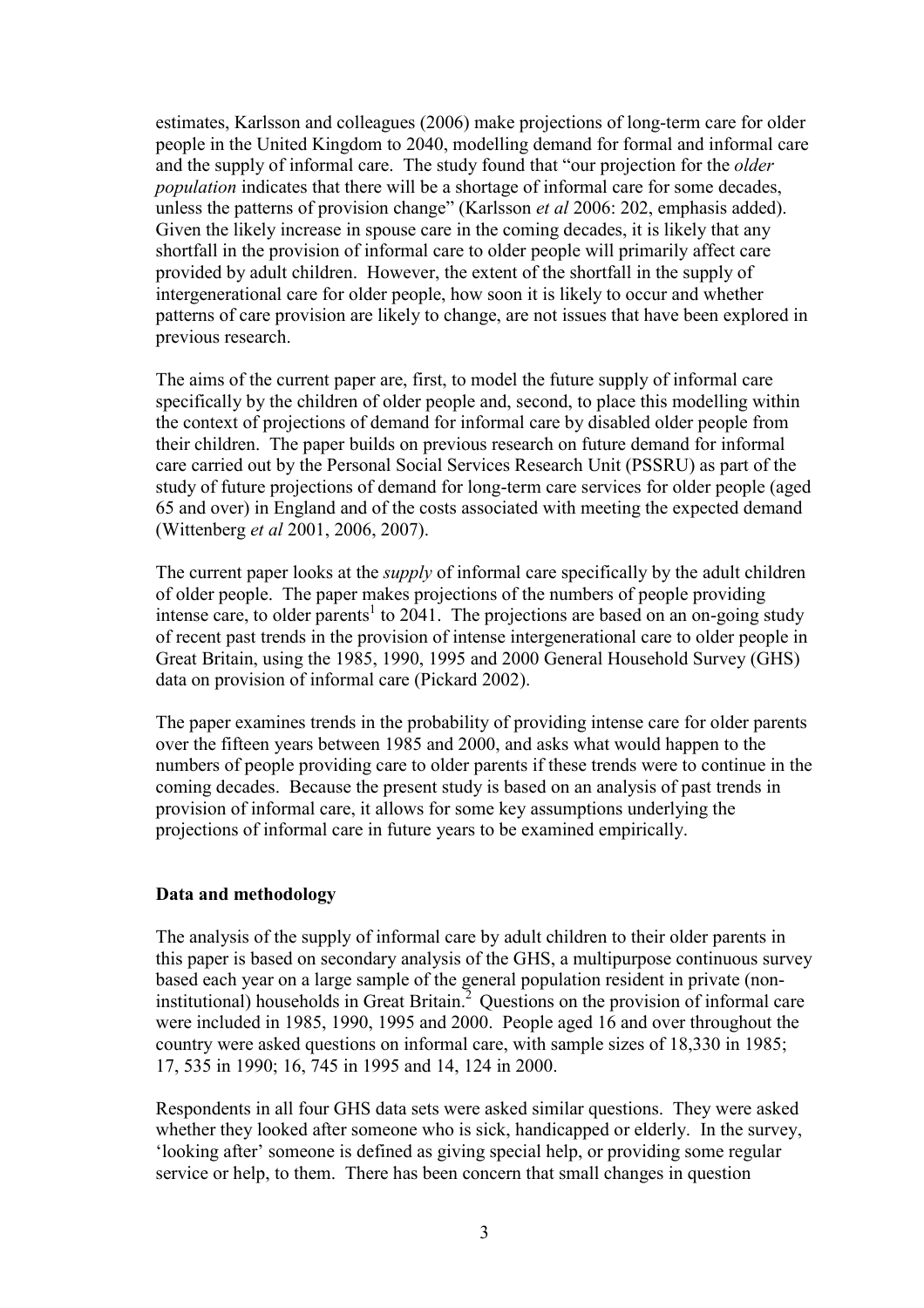estimates, Karlsson and colleagues (2006) make projections of long-term care for older people in the United Kingdom to 2040, modelling demand for formal and informal care and the supply of informal care. The study found that "our projection for the *older population* indicates that there will be a shortage of informal care for some decades, unless the patterns of provision change" (Karlsson *et al* 2006: 202, emphasis added). Given the likely increase in spouse care in the coming decades, it is likely that any shortfall in the provision of informal care to older people will primarily affect care provided by adult children. However, the extent of the shortfall in the supply of intergenerational care for older people, how soon it is likely to occur and whether patterns of care provision are likely to change, are not issues that have been explored in previous research.

The aims of the current paper are, first, to model the future supply of informal care specifically by the children of older people and, second, to place this modelling within the context of projections of demand for informal care by disabled older people from their children. The paper builds on previous research on future demand for informal care carried out by the Personal Social Services Research Unit (PSSRU) as part of the study of future projections of demand for long-term care services for older people (aged 65 and over) in England and of the costs associated with meeting the expected demand (Wittenberg *et al* 2001, 2006, 2007).

The current paper looks at the *supply* of informal care specifically by the adult children of older people. The paper makes projections of the numbers of people providing intense care, to older parents[1] to 2041. The projections are based on an on-going study of recent past trends in the provision of intense intergenerational care to older people in Great Britain, using the 1985, 1990, 1995 and 2000 General Household Survey (GHS) data on provision of informal care (Pickard 2002).

The paper examines trends in the probability of providing intense care for older parents over the fifteen years between 1985 and 2000, and asks what would happen to the numbers of people providing care to older parents if these trends were to continue in the coming decades. Because the present study is based on an analysis of past trends in provision of informal care, it allows for some key assumptions underlying the projections of informal care in future years to be examined empirically.

## Data and methodology

The analysis of the supply of informal care by adult children to their older parents in this paper is based on secondary analysis of the GHS, a multipurpose continuous survey based each year on a large sample of the general population resident in private (non-institutional) households in Great Britain.[2] Questions on the provision of informal care were included in 1985, 1990, 1995 and 2000. People aged 16 and over throughout the country were asked questions on informal care, with sample sizes of 18,330 in 1985; 17, 535 in 1990; 16, 745 in 1995 and 14, 124 in 2000.

Respondents in all four GHS data sets were asked similar questions. They were asked whether they looked after someone who is sick, handicapped or elderly. In the survey, 'looking after' someone is defined as giving special help, or providing some regular service or help, to them. There has been concern that small changes in question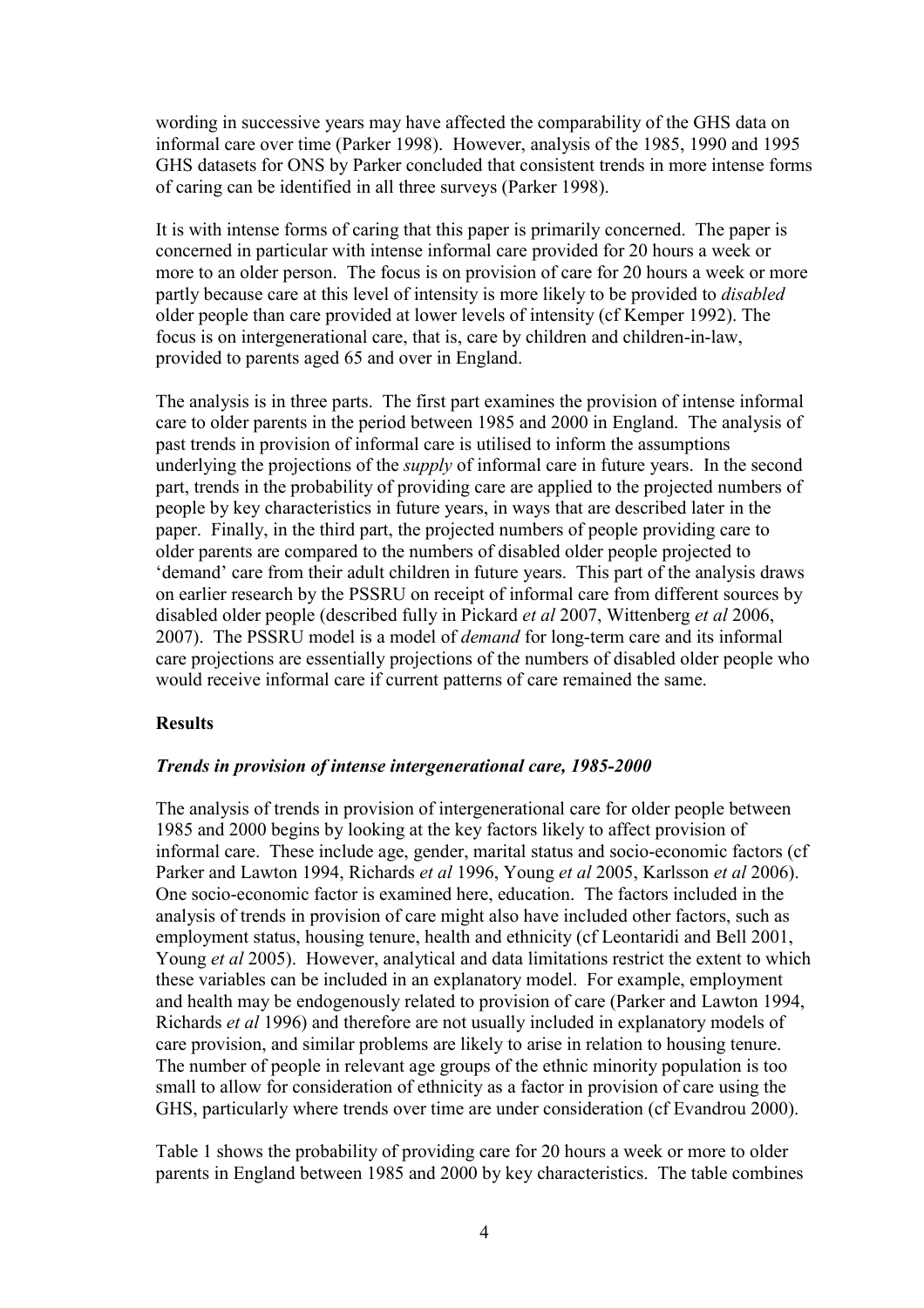wording in successive years may have affected the comparability of the GHS data on informal care over time (Parker 1998). However, analysis of the 1985, 1990 and 1995 GHS datasets for ONS by Parker concluded that consistent trends in more intense forms of caring can be identified in all three surveys (Parker 1998).

It is with intense forms of caring that this paper is primarily concerned. The paper is concerned in particular with intense informal care provided for 20 hours a week or more to an older person. The focus is on provision of care for 20 hours a week or more partly because care at this level of intensity is more likely to be provided to *disabled* older people than care provided at lower levels of intensity (cf Kemper 1992). The focus is on intergenerational care, that is, care by children and children-in-law, provided to parents aged 65 and over in England.

The analysis is in three parts. The first part examines the provision of intense informal care to older parents in the period between 1985 and 2000 in England. The analysis of past trends in provision of informal care is utilised to inform the assumptions underlying the projections of the *supply* of informal care in future years. In the second part, trends in the probability of providing care are applied to the projected numbers of people by key characteristics in future years, in ways that are described later in the paper. Finally, in the third part, the projected numbers of people providing care to older parents are compared to the numbers of disabled older people projected to 'demand' care from their adult children in future years. This part of the analysis draws on earlier research by the PSSRU on receipt of informal care from different sources by disabled older people (described fully in Pickard *et al* 2007, Wittenberg *et al* 2006, 2007). The PSSRU model is a model of *demand* for long-term care and its informal care projections are essentially projections of the numbers of disabled older people who would receive informal care if current patterns of care remained the same.

## Results

### *Trends in provision of intense intergenerational care, 1985-2000*

The analysis of trends in provision of intergenerational care for older people between 1985 and 2000 begins by looking at the key factors likely to affect provision of informal care. These include age, gender, marital status and socio-economic factors (cf Parker and Lawton 1994, Richards *et al* 1996, Young *et al* 2005, Karlsson *et al* 2006). One socio-economic factor is examined here, education. The factors included in the analysis of trends in provision of care might also have included other factors, such as employment status, housing tenure, health and ethnicity (cf Leontaridi and Bell 2001, Young *et al* 2005). However, analytical and data limitations restrict the extent to which these variables can be included in an explanatory model. For example, employment and health may be endogenously related to provision of care (Parker and Lawton 1994, Richards *et al* 1996) and therefore are not usually included in explanatory models of care provision, and similar problems are likely to arise in relation to housing tenure. The number of people in relevant age groups of the ethnic minority population is too small to allow for consideration of ethnicity as a factor in provision of care using the GHS, particularly where trends over time are under consideration (cf Evandrou 2000).

Table 1 shows the probability of providing care for 20 hours a week or more to older parents in England between 1985 and 2000 by key characteristics. The table combines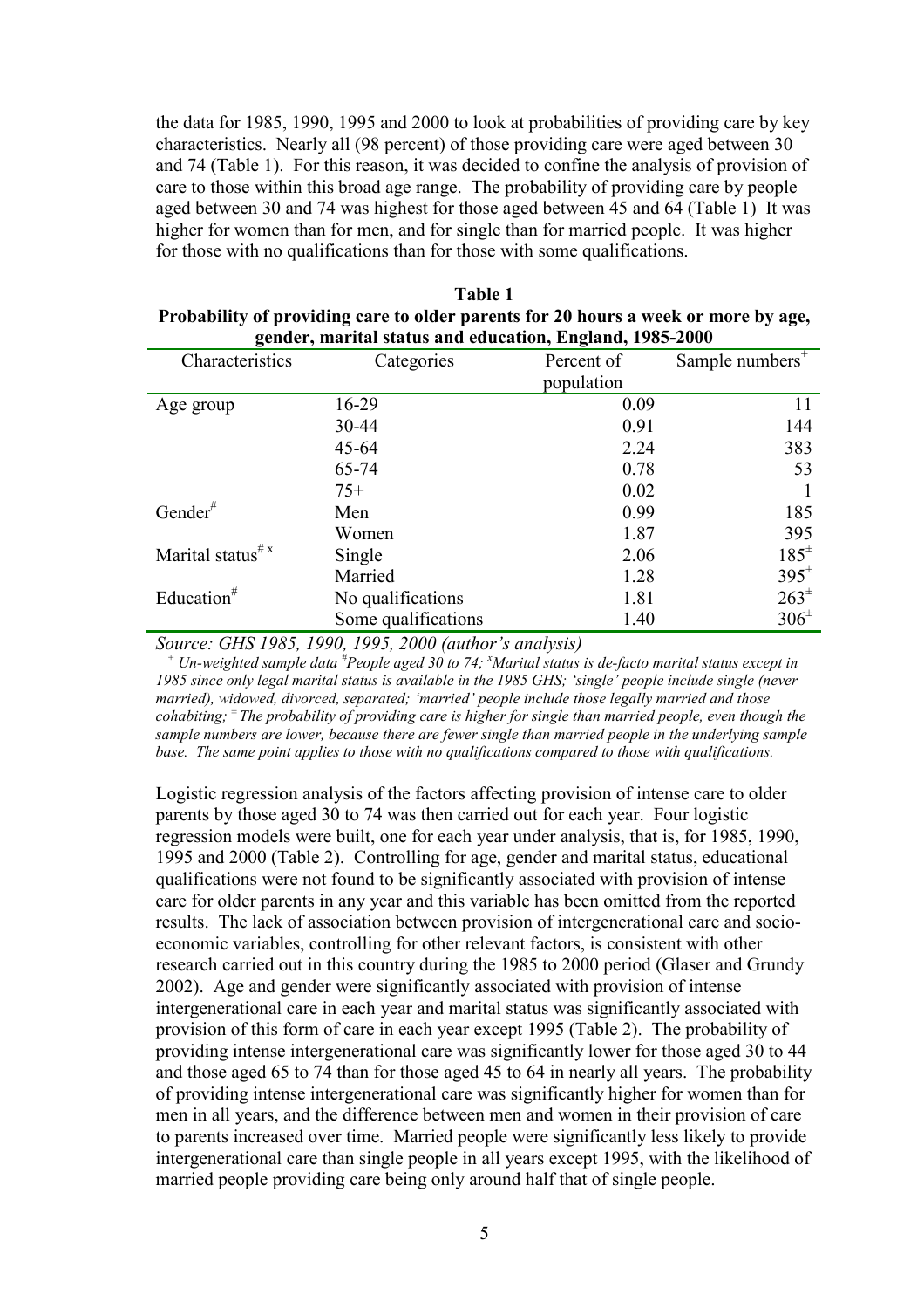the data for 1985, 1990, 1995 and 2000 to look at probabilities of providing care by key characteristics. Nearly all (98 percent) of those providing care were aged between 30 and 74 (Table 1). For this reason, it was decided to confine the analysis of provision of care to those within this broad age range. The probability of providing care by people aged between 30 and 74 was highest for those aged between 45 and 64 (Table 1) It was higher for women than for men, and for single than for married people. It was higher for those with no qualifications than for those with some qualifications.

**Table 1**
**Probability of providing care to older parents for 20 hours a week or more by age, gender, marital status and education, England, 1985-2000**

| Characteristics | Categories | Percent of population | Sample numbers[+] |
|---|---|---|---|
| Age group | 16-29 | 0.09 | 11 |
| | 30-44 | 0.91 | 144 |
| | 45-64 | 2.24 | 383 |
| | 65-74 | 0.78 | 53 |
| | 75+ | 0.02 | 1 |
| Gender[#] | Men | 0.99 | 185 |
| | Women | 1.87 | 395 |
| Marital status[# x] | Single | 2.06 | 185[±] |
| | Married | 1.28 | 395[±] |
| Education[#] | No qualifications | 1.81 | 263[±] |
| | Some qualifications | 1.40 | 306[±] |

*Source: GHS 1985, 1990, 1995, 2000 (author's analysis)*

*[+] Un-weighted sample data [#]People aged 30 to 74; [x]Marital status is de-facto marital status except in 1985 since only legal marital status is available in the 1985 GHS; 'single' people include single (never married), widowed, divorced, separated; 'married' people include those legally married and those cohabiting; [±] The probability of providing care is higher for single than married people, even though the sample numbers are lower, because there are fewer single than married people in the underlying sample base. The same point applies to those with no qualifications compared to those with qualifications.*

Logistic regression analysis of the factors affecting provision of intense care to older parents by those aged 30 to 74 was then carried out for each year. Four logistic regression models were built, one for each year under analysis, that is, for 1985, 1990, 1995 and 2000 (Table 2). Controlling for age, gender and marital status, educational qualifications were not found to be significantly associated with provision of intense care for older parents in any year and this variable has been omitted from the reported results. The lack of association between provision of intergenerational care and socio-economic variables, controlling for other relevant factors, is consistent with other research carried out in this country during the 1985 to 2000 period (Glaser and Grundy 2002). Age and gender were significantly associated with provision of intense intergenerational care in each year and marital status was significantly associated with provision of this form of care in each year except 1995 (Table 2). The probability of providing intense intergenerational care was significantly lower for those aged 30 to 44 and those aged 65 to 74 than for those aged 45 to 64 in nearly all years. The probability of providing intense intergenerational care was significantly higher for women than for men in all years, and the difference between men and women in their provision of care to parents increased over time. Married people were significantly less likely to provide intergenerational care than single people in all years except 1995, with the likelihood of married people providing care being only around half that of single people.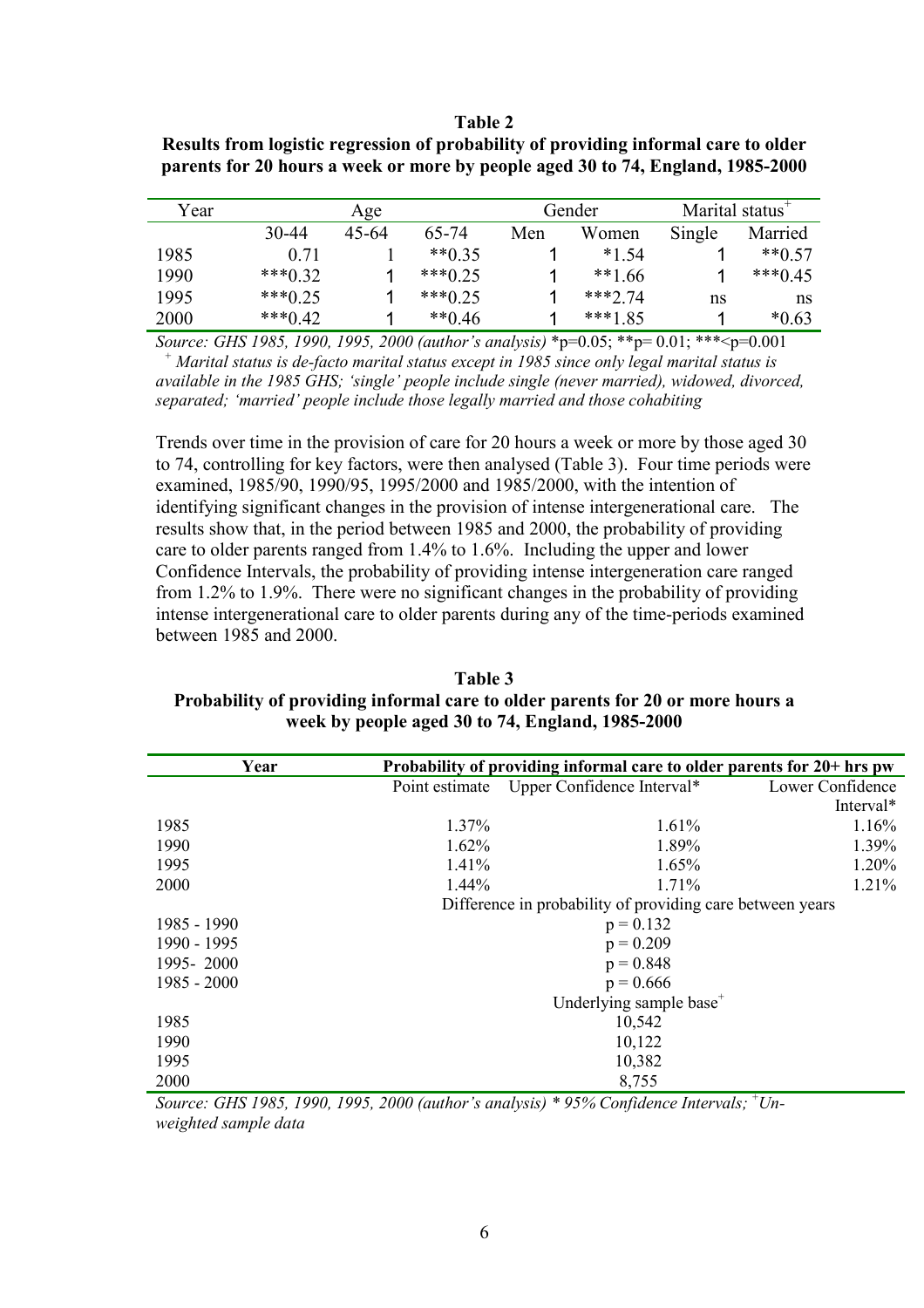**Table 2**
**Results from logistic regression of probability of providing informal care to older parents for 20 hours a week or more by people aged 30 to 74, England, 1985-2000**

| Year | Age | | | Gender | | Marital status[+] | |
|---|---|---|---|---|---|---|---|
| | 30-44 | 45-64 | 65-74 | Men | Women | Single | Married |
| 1985 | 0.71 | 1 | **0.35 | 1 | *1.54 | 1 | **0.57 |
| 1990 | ***0.32 | 1 | ***0.25 | 1 | **1.66 | 1 | ***0.45 |
| 1995 | ***0.25 | 1 | ***0.25 | 1 | ***2.74 | ns | ns |
| 2000 | ***0.42 | 1 | **0.46 | 1 | ***1.85 | 1 | *0.63 |

*Source: GHS 1985, 1990, 1995, 2000 (author's analysis)* *p=0.05; **p= 0.01; ***<p=0.001
[+] *Marital status is de-facto marital status except in 1985 since only legal marital status is available in the 1985 GHS; 'single' people include single (never married), widowed, divorced, separated; 'married' people include those legally married and those cohabiting*

Trends over time in the provision of care for 20 hours a week or more by those aged 30 to 74, controlling for key factors, were then analysed (Table 3). Four time periods were examined, 1985/90, 1990/95, 1995/2000 and 1985/2000, with the intention of identifying significant changes in the provision of intense intergenerational care. The results show that, in the period between 1985 and 2000, the probability of providing care to older parents ranged from 1.4% to 1.6%. Including the upper and lower Confidence Intervals, the probability of providing intense intergeneration care ranged from 1.2% to 1.9%. There were no significant changes in the probability of providing intense intergenerational care to older parents during any of the time-periods examined between 1985 and 2000.

**Table 3**
**Probability of providing informal care to older parents for 20 or more hours a week by people aged 30 to 74, England, 1985-2000**

| Year | Probability of providing informal care to older parents for 20+ hrs pw | | |
|---|---|---|---|
| | Point estimate | Upper Confidence Interval* | Lower Confidence Interval* |
| 1985 | 1.37% | 1.61% | 1.16% |
| 1990 | 1.62% | 1.89% | 1.39% |
| 1995 | 1.41% | 1.65% | 1.20% |
| 2000 | 1.44% | 1.71% | 1.21% |
| | Difference in probability of providing care between years | | |
| 1985 - 1990 | p = 0.132 | | |
| 1990 - 1995 | p = 0.209 | | |
| 1995- 2000 | p = 0.848 | | |
| 1985 - 2000 | p = 0.666 | | |
| | Underlying sample base[+] | | |
| 1985 | 10,542 | | |
| 1990 | 10,122 | | |
| 1995 | 10,382 | | |
| 2000 | 8,755 | | |

*Source: GHS 1985, 1990, 1995, 2000 (author's analysis) * 95% Confidence Intervals; [+]Un-weighted sample data*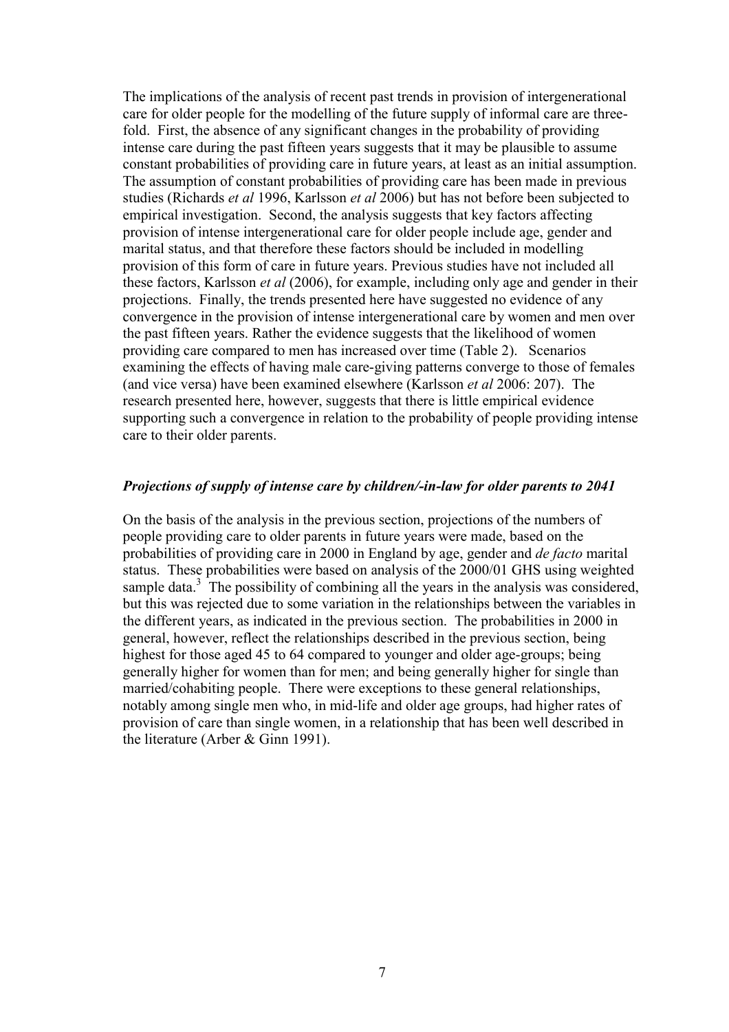The implications of the analysis of recent past trends in provision of intergenerational care for older people for the modelling of the future supply of informal care are three-fold. First, the absence of any significant changes in the probability of providing intense care during the past fifteen years suggests that it may be plausible to assume constant probabilities of providing care in future years, at least as an initial assumption. The assumption of constant probabilities of providing care has been made in previous studies (Richards *et al* 1996, Karlsson *et al* 2006) but has not before been subjected to empirical investigation. Second, the analysis suggests that key factors affecting provision of intense intergenerational care for older people include age, gender and marital status, and that therefore these factors should be included in modelling provision of this form of care in future years. Previous studies have not included all these factors, Karlsson *et al* (2006), for example, including only age and gender in their projections. Finally, the trends presented here have suggested no evidence of any convergence in the provision of intense intergenerational care by women and men over the past fifteen years. Rather the evidence suggests that the likelihood of women providing care compared to men has increased over time (Table 2). Scenarios examining the effects of having male care-giving patterns converge to those of females (and vice versa) have been examined elsewhere (Karlsson *et al* 2006: 207). The research presented here, however, suggests that there is little empirical evidence supporting such a convergence in relation to the probability of people providing intense care to their older parents.

### *Projections of supply of intense care by children/-in-law for older parents to 2041*

On the basis of the analysis in the previous section, projections of the numbers of people providing care to older parents in future years were made, based on the probabilities of providing care in 2000 in England by age, gender and *de facto* marital status. These probabilities were based on analysis of the 2000/01 GHS using weighted sample data.[3] The possibility of combining all the years in the analysis was considered, but this was rejected due to some variation in the relationships between the variables in the different years, as indicated in the previous section. The probabilities in 2000 in general, however, reflect the relationships described in the previous section, being highest for those aged 45 to 64 compared to younger and older age-groups; being generally higher for women than for men; and being generally higher for single than married/cohabiting people. There were exceptions to these general relationships, notably among single men who, in mid-life and older age groups, had higher rates of provision of care than single women, in a relationship that has been well described in the literature (Arber & Ginn 1991).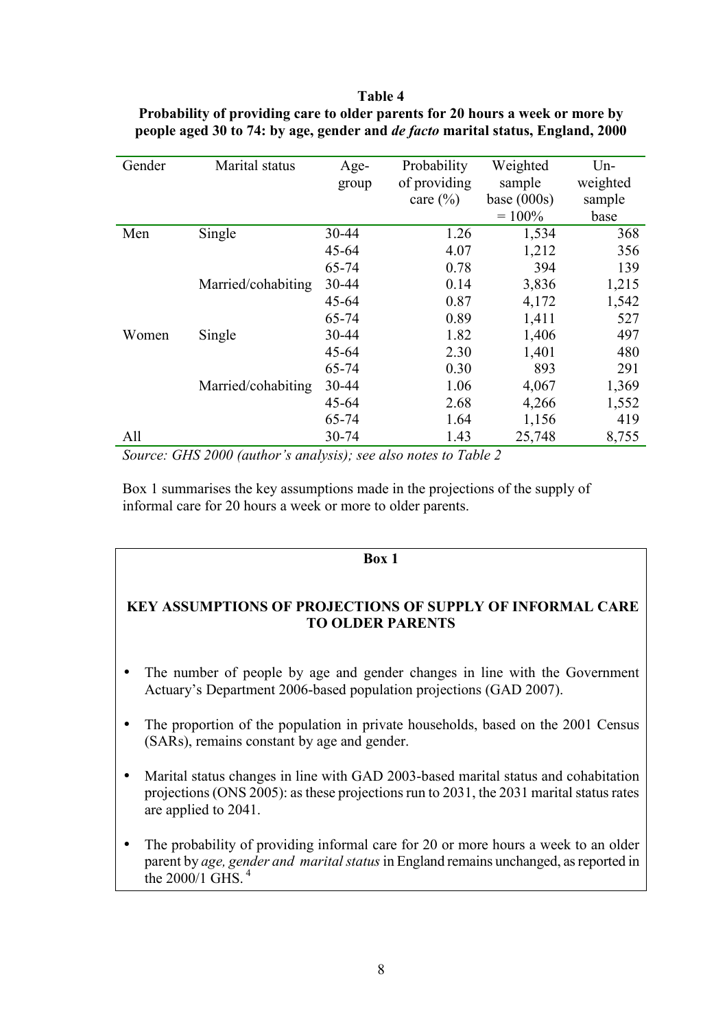**Table 4**
**Probability of providing care to older parents for 20 hours a week or more by people aged 30 to 74: by age, gender and *de facto* marital status, England, 2000**

| Gender | Marital status | Age-group | Probability of providing care (%) | Weighted sample base (000s) = 100% | Un-weighted sample base |
|---|---|---|---|---|---|
| Men | Single | 30-44 | 1.26 | 1,534 | 368 |
| | | 45-64 | 4.07 | 1,212 | 356 |
| | | 65-74 | 0.78 | 394 | 139 |
| | Married/cohabiting | 30-44 | 0.14 | 3,836 | 1,215 |
| | | 45-64 | 0.87 | 4,172 | 1,542 |
| | | 65-74 | 0.89 | 1,411 | 527 |
| Women | Single | 30-44 | 1.82 | 1,406 | 497 |
| | | 45-64 | 2.30 | 1,401 | 480 |
| | | 65-74 | 0.30 | 893 | 291 |
| | Married/cohabiting | 30-44 | 1.06 | 4,067 | 1,369 |
| | | 45-64 | 2.68 | 4,266 | 1,552 |
| | | 65-74 | 1.64 | 1,156 | 419 |
| All | | 30-74 | 1.43 | 25,748 | 8,755 |

*Source: GHS 2000 (author's analysis); see also notes to Table 2*

Box 1 summarises the key assumptions made in the projections of the supply of informal care for 20 hours a week or more to older parents.

**Box 1**

**KEY ASSUMPTIONS OF PROJECTIONS OF SUPPLY OF INFORMAL CARE TO OLDER PARENTS**

- The number of people by age and gender changes in line with the Government Actuary's Department 2006-based population projections (GAD 2007).
- The proportion of the population in private households, based on the 2001 Census (SARs), remains constant by age and gender.
- Marital status changes in line with GAD 2003-based marital status and cohabitation projections (ONS 2005): as these projections run to 2031, the 2031 marital status rates are applied to 2041.
- The probability of providing informal care for 20 or more hours a week to an older parent by *age, gender and marital status* in England remains unchanged, as reported in the 2000/1 GHS. [4]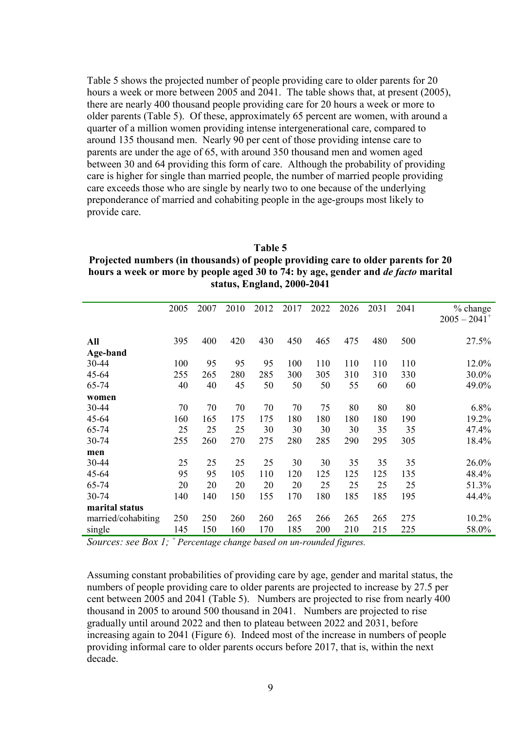Table 5 shows the projected number of people providing care to older parents for 20 hours a week or more between 2005 and 2041. The table shows that, at present (2005), there are nearly 400 thousand people providing care for 20 hours a week or more to older parents (Table 5). Of these, approximately 65 percent are women, with around a quarter of a million women providing intense intergenerational care, compared to around 135 thousand men. Nearly 90 per cent of those providing intense care to parents are under the age of 65, with around 350 thousand men and women aged between 30 and 64 providing this form of care. Although the probability of providing care is higher for single than married people, the number of married people providing care exceeds those who are single by nearly two to one because of the underlying preponderance of married and cohabiting people in the age-groups most likely to provide care.

**Table 5**
**Projected numbers (in thousands) of people providing care to older parents for 20 hours a week or more by people aged 30 to 74: by age, gender and *de facto* marital status, England, 2000-2041**

| | 2005 | 2007 | 2010 | 2012 | 2017 | 2022 | 2026 | 2031 | 2041 | % change 2005 – 2041[+] |
|---|---|---|---|---|---|---|---|---|---|---|
| **All** | 395 | 400 | 420 | 430 | 450 | 465 | 475 | 480 | 500 | 27.5% |
| **Age-band** | | | | | | | | | | |
| 30-44 | 100 | 95 | 95 | 95 | 100 | 110 | 110 | 110 | 110 | 12.0% |
| 45-64 | 255 | 265 | 280 | 285 | 300 | 305 | 310 | 310 | 330 | 30.0% |
| 65-74 | 40 | 40 | 45 | 50 | 50 | 50 | 55 | 60 | 60 | 49.0% |
| **women** | | | | | | | | | | |
| 30-44 | 70 | 70 | 70 | 70 | 70 | 75 | 80 | 80 | 80 | 6.8% |
| 45-64 | 160 | 165 | 175 | 175 | 180 | 180 | 180 | 180 | 190 | 19.2% |
| 65-74 | 25 | 25 | 25 | 30 | 30 | 30 | 30 | 35 | 35 | 47.4% |
| 30-74 | 255 | 260 | 270 | 275 | 280 | 285 | 290 | 295 | 305 | 18.4% |
| **men** | | | | | | | | | | |
| 30-44 | 25 | 25 | 25 | 25 | 30 | 30 | 35 | 35 | 35 | 26.0% |
| 45-64 | 95 | 95 | 105 | 110 | 120 | 125 | 125 | 125 | 135 | 48.4% |
| 65-74 | 20 | 20 | 20 | 20 | 20 | 25 | 25 | 25 | 25 | 51.3% |
| 30-74 | 140 | 140 | 150 | 155 | 170 | 180 | 185 | 185 | 195 | 44.4% |
| **marital status** | | | | | | | | | | |
| married/cohabiting | 250 | 250 | 260 | 260 | 265 | 266 | 265 | 265 | 275 | 10.2% |
| single | 145 | 150 | 160 | 170 | 185 | 200 | 210 | 215 | 225 | 58.0% |

*Sources: see Box 1; [+] Percentage change based on un-rounded figures.*

Assuming constant probabilities of providing care by age, gender and marital status, the numbers of people providing care to older parents are projected to increase by 27.5 per cent between 2005 and 2041 (Table 5). Numbers are projected to rise from nearly 400 thousand in 2005 to around 500 thousand in 2041. Numbers are projected to rise gradually until around 2022 and then to plateau between 2022 and 2031, before increasing again to 2041 (Figure 6). Indeed most of the increase in numbers of people providing informal care to older parents occurs before 2017, that is, within the next decade.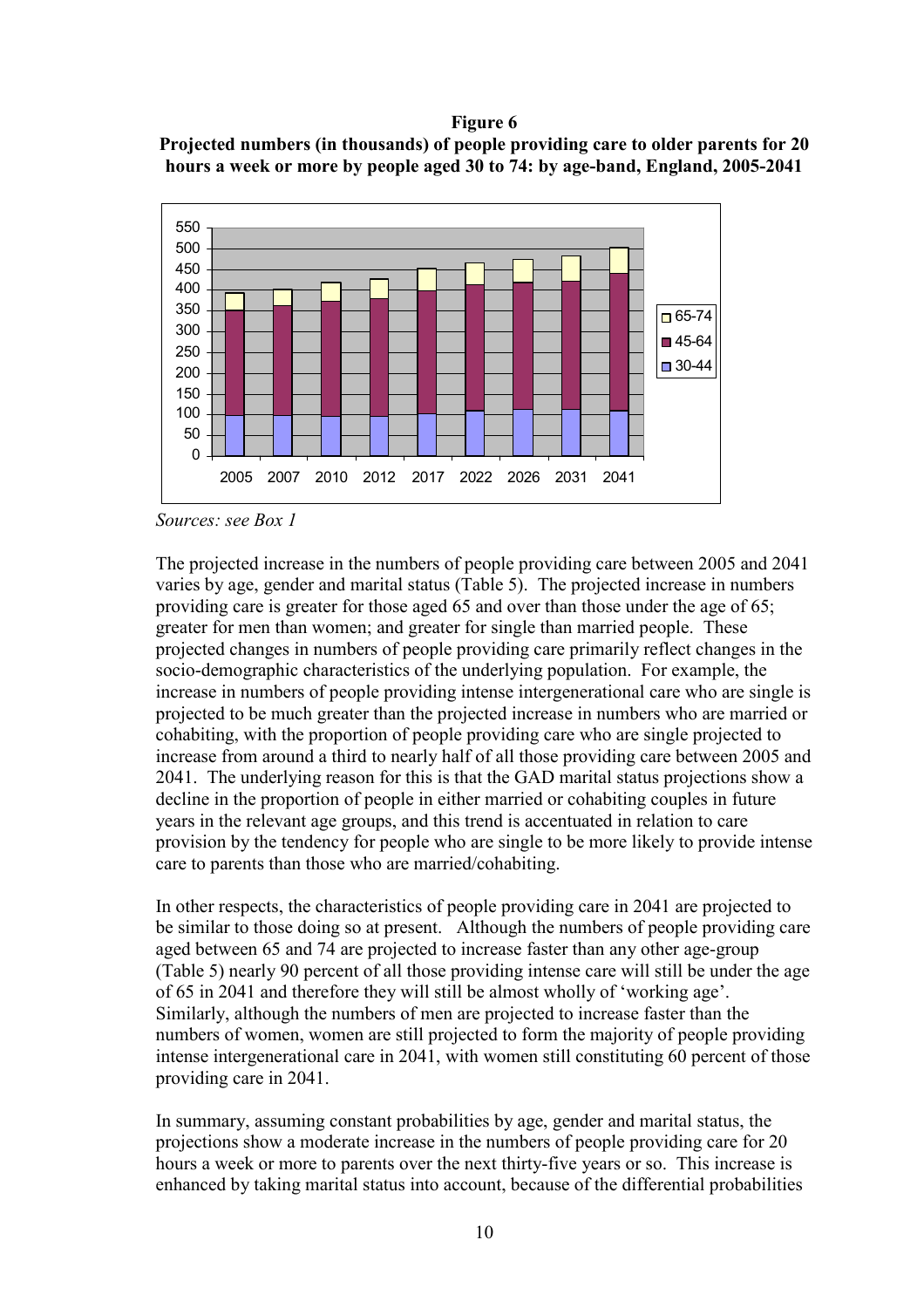**Figure 6**
**Projected numbers (in thousands) of people providing care to older parents for 20 hours a week or more by people aged 30 to 74: by age-band, England, 2005-2041**

*Sources: see Box 1*

The projected increase in the numbers of people providing care between 2005 and 2041 varies by age, gender and marital status (Table 5). The projected increase in numbers providing care is greater for those aged 65 and over than those under the age of 65; greater for men than women; and greater for single than married people. These projected changes in numbers of people providing care primarily reflect changes in the socio-demographic characteristics of the underlying population. For example, the increase in numbers of people providing intense intergenerational care who are single is projected to be much greater than the projected increase in numbers who are married or cohabiting, with the proportion of people providing care who are single projected to increase from around a third to nearly half of all those providing care between 2005 and 2041. The underlying reason for this is that the GAD marital status projections show a decline in the proportion of people in either married or cohabiting couples in future years in the relevant age groups, and this trend is accentuated in relation to care provision by the tendency for people who are single to be more likely to provide intense care to parents than those who are married/cohabiting.

In other respects, the characteristics of people providing care in 2041 are projected to be similar to those doing so at present. Although the numbers of people providing care aged between 65 and 74 are projected to increase faster than any other age-group (Table 5) nearly 90 percent of all those providing intense care will still be under the age of 65 in 2041 and therefore they will still be almost wholly of 'working age'. Similarly, although the numbers of men are projected to increase faster than the numbers of women, women are still projected to form the majority of people providing intense intergenerational care in 2041, with women still constituting 60 percent of those providing care in 2041.

In summary, assuming constant probabilities by age, gender and marital status, the projections show a moderate increase in the numbers of people providing care for 20 hours a week or more to parents over the next thirty-five years or so. This increase is enhanced by taking marital status into account, because of the differential probabilities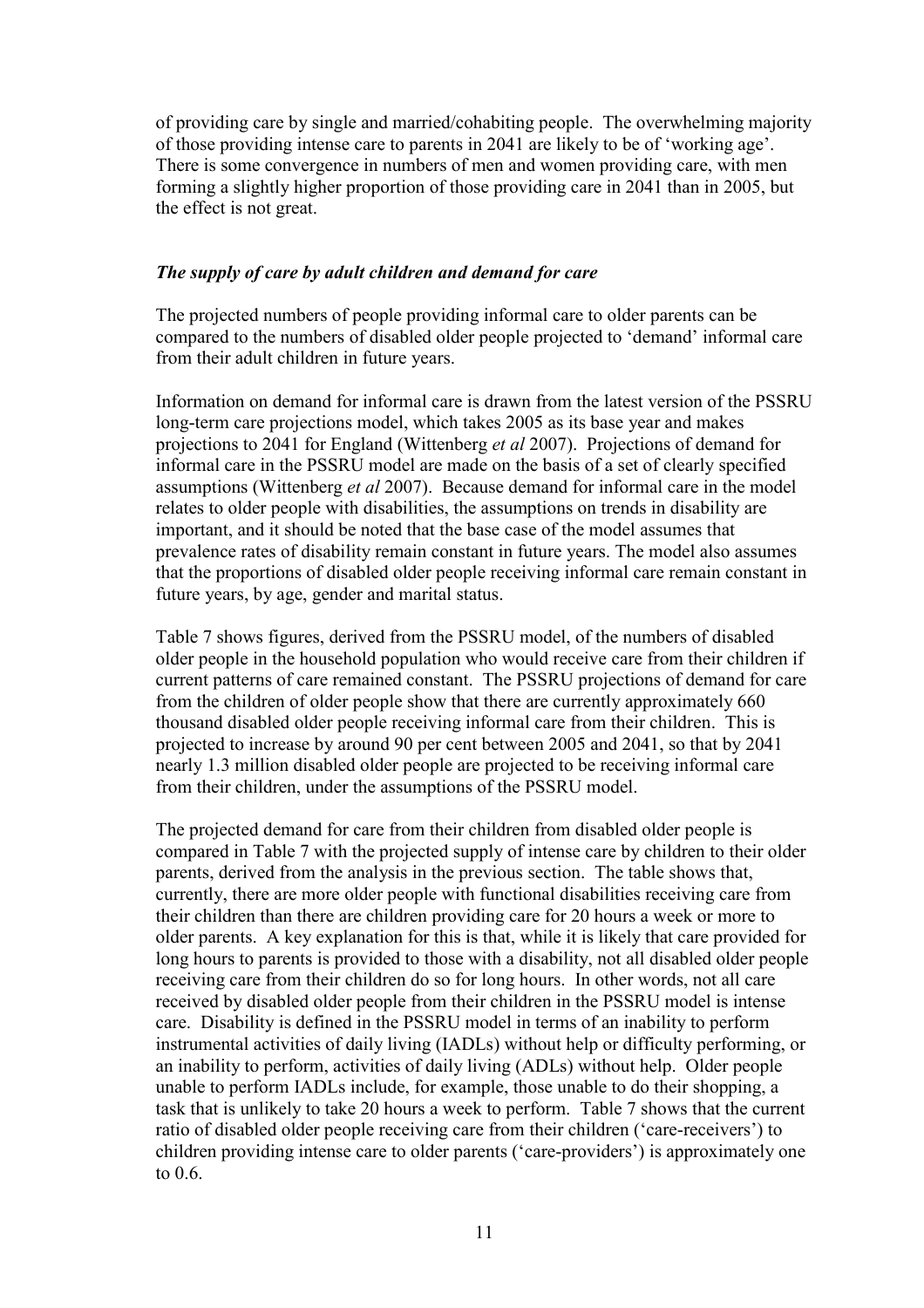of providing care by single and married/cohabiting people. The overwhelming majority of those providing intense care to parents in 2041 are likely to be of 'working age'. There is some convergence in numbers of men and women providing care, with men forming a slightly higher proportion of those providing care in 2041 than in 2005, but the effect is not great.

### *The supply of care by adult children and demand for care*

The projected numbers of people providing informal care to older parents can be compared to the numbers of disabled older people projected to 'demand' informal care from their adult children in future years.

Information on demand for informal care is drawn from the latest version of the PSSRU long-term care projections model, which takes 2005 as its base year and makes projections to 2041 for England (Wittenberg *et al* 2007). Projections of demand for informal care in the PSSRU model are made on the basis of a set of clearly specified assumptions (Wittenberg *et al* 2007). Because demand for informal care in the model relates to older people with disabilities, the assumptions on trends in disability are important, and it should be noted that the base case of the model assumes that prevalence rates of disability remain constant in future years. The model also assumes that the proportions of disabled older people receiving informal care remain constant in future years, by age, gender and marital status.

Table 7 shows figures, derived from the PSSRU model, of the numbers of disabled older people in the household population who would receive care from their children if current patterns of care remained constant. The PSSRU projections of demand for care from the children of older people show that there are currently approximately 660 thousand disabled older people receiving informal care from their children. This is projected to increase by around 90 per cent between 2005 and 2041, so that by 2041 nearly 1.3 million disabled older people are projected to be receiving informal care from their children, under the assumptions of the PSSRU model.

The projected demand for care from their children from disabled older people is compared in Table 7 with the projected supply of intense care by children to their older parents, derived from the analysis in the previous section. The table shows that, currently, there are more older people with functional disabilities receiving care from their children than there are children providing care for 20 hours a week or more to older parents. A key explanation for this is that, while it is likely that care provided for long hours to parents is provided to those with a disability, not all disabled older people receiving care from their children do so for long hours. In other words, not all care received by disabled older people from their children in the PSSRU model is intense care. Disability is defined in the PSSRU model in terms of an inability to perform instrumental activities of daily living (IADLs) without help or difficulty performing, or an inability to perform, activities of daily living (ADLs) without help. Older people unable to perform IADLs include, for example, those unable to do their shopping, a task that is unlikely to take 20 hours a week to perform. Table 7 shows that the current ratio of disabled older people receiving care from their children ('care-receivers') to children providing intense care to older parents ('care-providers') is approximately one to 0.6.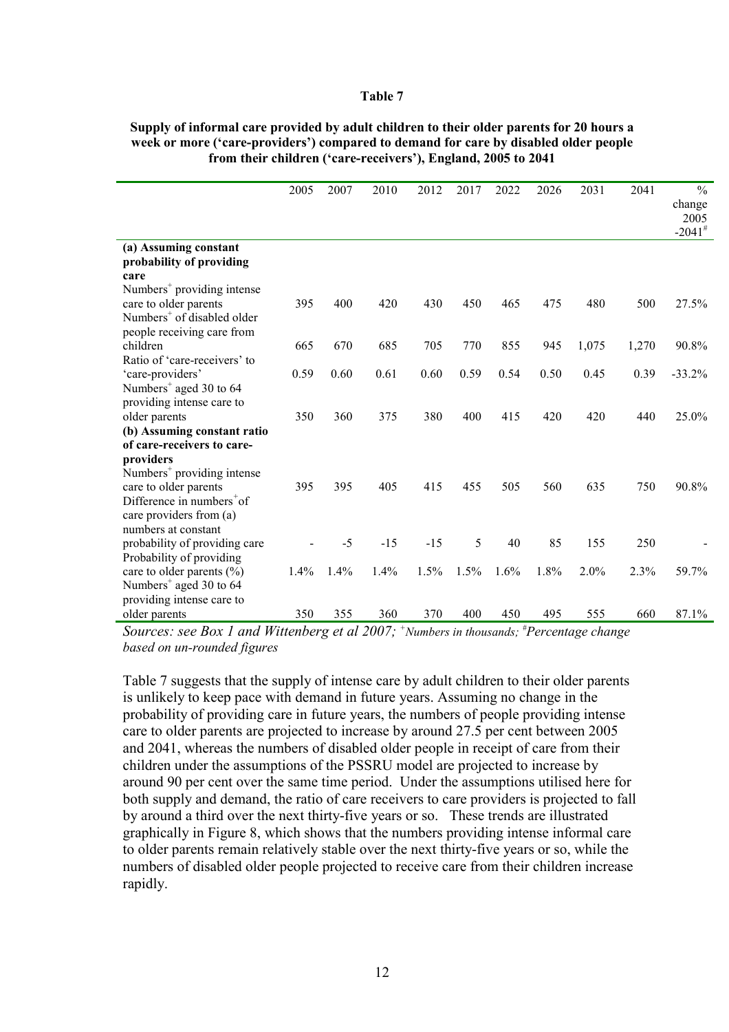**Table 7**

**Supply of informal care provided by adult children to their older parents for 20 hours a week or more ('care-providers') compared to demand for care by disabled older people from their children ('care-receivers'), England, 2005 to 2041**

| | 2005 | 2007 | 2010 | 2012 | 2017 | 2022 | 2026 | 2031 | 2041 | % change 2005 -2041[#] |
|---|---|---|---|---|---|---|---|---|---|---|
| **(a) Assuming constant probability of providing care** | | | | | | | | | | |
| Numbers[+] providing intense care to older parents | 395 | 400 | 420 | 430 | 450 | 465 | 475 | 480 | 500 | 27.5% |
| Numbers[+] of disabled older people receiving care from children | 665 | 670 | 685 | 705 | 770 | 855 | 945 | 1,075 | 1,270 | 90.8% |
| Ratio of 'care-receivers' to 'care-providers' | 0.59 | 0.60 | 0.61 | 0.60 | 0.59 | 0.54 | 0.50 | 0.45 | 0.39 | -33.2% |
| Numbers[+] aged 30 to 64 providing intense care to older parents | 350 | 360 | 375 | 380 | 400 | 415 | 420 | 420 | 440 | 25.0% |
| **(b) Assuming constant ratio of care-receivers to care-providers** | | | | | | | | | | |
| Numbers[+] providing intense care to older parents | 395 | 395 | 405 | 415 | 455 | 505 | 560 | 635 | 750 | 90.8% |
| Difference in numbers[+] of care providers from (a) numbers at constant probability of providing care | - | -5 | -15 | -15 | 5 | 40 | 85 | 155 | 250 | - |
| Probability of providing care to older parents (%) | 1.4% | 1.4% | 1.4% | 1.5% | 1.5% | 1.6% | 1.8% | 2.0% | 2.3% | 59.7% |
| Numbers[+] aged 30 to 64 providing intense care to older parents | 350 | 355 | 360 | 370 | 400 | 450 | 495 | 555 | 660 | 87.1% |

*Sources: see Box 1 and Wittenberg et al 2007; [+]Numbers in thousands; [#]Percentage change based on un-rounded figures*

Table 7 suggests that the supply of intense care by adult children to their older parents is unlikely to keep pace with demand in future years. Assuming no change in the probability of providing care in future years, the numbers of people providing intense care to older parents are projected to increase by around 27.5 per cent between 2005 and 2041, whereas the numbers of disabled older people in receipt of care from their children under the assumptions of the PSSRU model are projected to increase by around 90 per cent over the same time period. Under the assumptions utilised here for both supply and demand, the ratio of care receivers to care providers is projected to fall by around a third over the next thirty-five years or so. These trends are illustrated graphically in Figure 8, which shows that the numbers providing intense informal care to older parents remain relatively stable over the next thirty-five years or so, while the numbers of disabled older people projected to receive care from their children increase rapidly.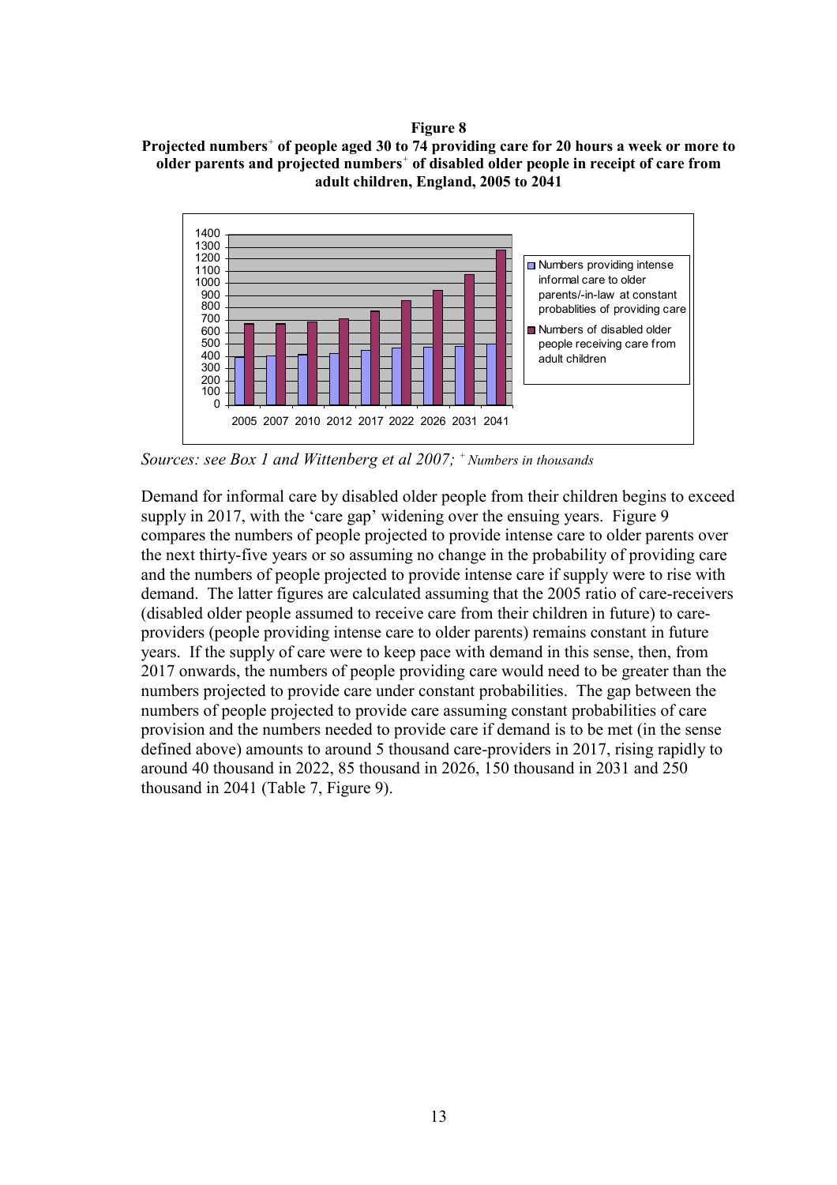**Figure 8**

**Projected numbers⁺ of people aged 30 to 74 providing care for 20 hours a week or more to older parents and projected numbers⁺ of disabled older people in receipt of care from adult children, England, 2005 to 2041**

*Sources: see Box 1 and Wittenberg et al 2007; ⁺ Numbers in thousands*

Demand for informal care by disabled older people from their children begins to exceed supply in 2017, with the 'care gap' widening over the ensuing years. Figure 9 compares the numbers of people projected to provide intense care to older parents over the next thirty-five years or so assuming no change in the probability of providing care and the numbers of people projected to provide intense care if supply were to rise with demand. The latter figures are calculated assuming that the 2005 ratio of care-receivers (disabled older people assumed to receive care from their children in future) to care-providers (people providing intense care to older parents) remains constant in future years. If the supply of care were to keep pace with demand in this sense, then, from 2017 onwards, the numbers of people providing care would need to be greater than the numbers projected to provide care under constant probabilities. The gap between the numbers of people projected to provide care assuming constant probabilities of care provision and the numbers needed to provide care if demand is to be met (in the sense defined above) amounts to around 5 thousand care-providers in 2017, rising rapidly to around 40 thousand in 2022, 85 thousand in 2026, 150 thousand in 2031 and 250 thousand in 2041 (Table 7, Figure 9).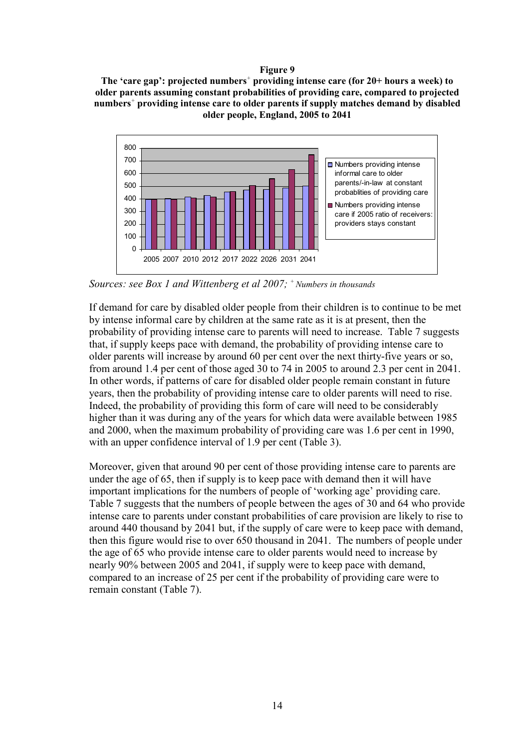**Figure 9**

**The 'care gap': projected numbers+ providing intense care (for 20+ hours a week) to older parents assuming constant probabilities of providing care, compared to projected numbers+ providing intense care to older parents if supply matches demand by disabled older people, England, 2005 to 2041**

*Sources: see Box 1 and Wittenberg et al 2007; + Numbers in thousands*

If demand for care by disabled older people from their children is to continue to be met by intense informal care by children at the same rate as it is at present, then the probability of providing intense care to parents will need to increase. Table 7 suggests that, if supply keeps pace with demand, the probability of providing intense care to older parents will increase by around 60 per cent over the next thirty-five years or so, from around 1.4 per cent of those aged 30 to 74 in 2005 to around 2.3 per cent in 2041. In other words, if patterns of care for disabled older people remain constant in future years, then the probability of providing intense care to older parents will need to rise. Indeed, the probability of providing this form of care will need to be considerably higher than it was during any of the years for which data were available between 1985 and 2000, when the maximum probability of providing care was 1.6 per cent in 1990, with an upper confidence interval of 1.9 per cent (Table 3).

Moreover, given that around 90 per cent of those providing intense care to parents are under the age of 65, then if supply is to keep pace with demand then it will have important implications for the numbers of people of 'working age' providing care. Table 7 suggests that the numbers of people between the ages of 30 and 64 who provide intense care to parents under constant probabilities of care provision are likely to rise to around 440 thousand by 2041 but, if the supply of care were to keep pace with demand, then this figure would rise to over 650 thousand in 2041. The numbers of people under the age of 65 who provide intense care to older parents would need to increase by nearly 90% between 2005 and 2041, if supply were to keep pace with demand, compared to an increase of 25 per cent if the probability of providing care were to remain constant (Table 7).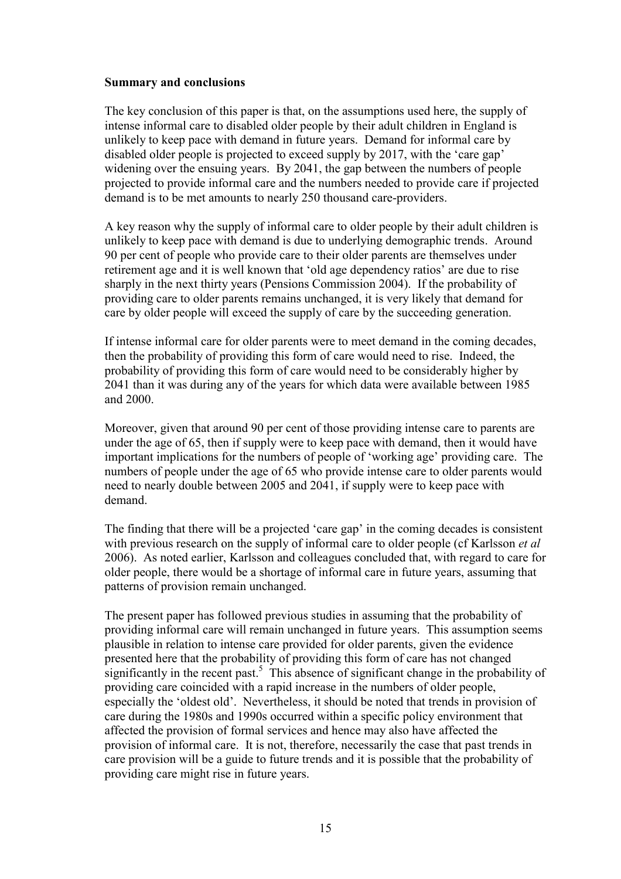**Summary and conclusions**

The key conclusion of this paper is that, on the assumptions used here, the supply of intense informal care to disabled older people by their adult children in England is unlikely to keep pace with demand in future years. Demand for informal care by disabled older people is projected to exceed supply by 2017, with the 'care gap' widening over the ensuing years. By 2041, the gap between the numbers of people projected to provide informal care and the numbers needed to provide care if projected demand is to be met amounts to nearly 250 thousand care-providers.

A key reason why the supply of informal care to older people by their adult children is unlikely to keep pace with demand is due to underlying demographic trends. Around 90 per cent of people who provide care to their older parents are themselves under retirement age and it is well known that 'old age dependency ratios' are due to rise sharply in the next thirty years (Pensions Commission 2004). If the probability of providing care to older parents remains unchanged, it is very likely that demand for care by older people will exceed the supply of care by the succeeding generation.

If intense informal care for older parents were to meet demand in the coming decades, then the probability of providing this form of care would need to rise. Indeed, the probability of providing this form of care would need to be considerably higher by 2041 than it was during any of the years for which data were available between 1985 and 2000.

Moreover, given that around 90 per cent of those providing intense care to parents are under the age of 65, then if supply were to keep pace with demand, then it would have important implications for the numbers of people of 'working age' providing care. The numbers of people under the age of 65 who provide intense care to older parents would need to nearly double between 2005 and 2041, if supply were to keep pace with demand.

The finding that there will be a projected 'care gap' in the coming decades is consistent with previous research on the supply of informal care to older people (cf Karlsson *et al* 2006). As noted earlier, Karlsson and colleagues concluded that, with regard to care for older people, there would be a shortage of informal care in future years, assuming that patterns of provision remain unchanged.

The present paper has followed previous studies in assuming that the probability of providing informal care will remain unchanged in future years. This assumption seems plausible in relation to intense care provided for older parents, given the evidence presented here that the probability of providing this form of care has not changed significantly in the recent past.[5] This absence of significant change in the probability of providing care coincided with a rapid increase in the numbers of older people, especially the 'oldest old'. Nevertheless, it should be noted that trends in provision of care during the 1980s and 1990s occurred within a specific policy environment that affected the provision of formal services and hence may also have affected the provision of informal care. It is not, therefore, necessarily the case that past trends in care provision will be a guide to future trends and it is possible that the probability of providing care might rise in future years.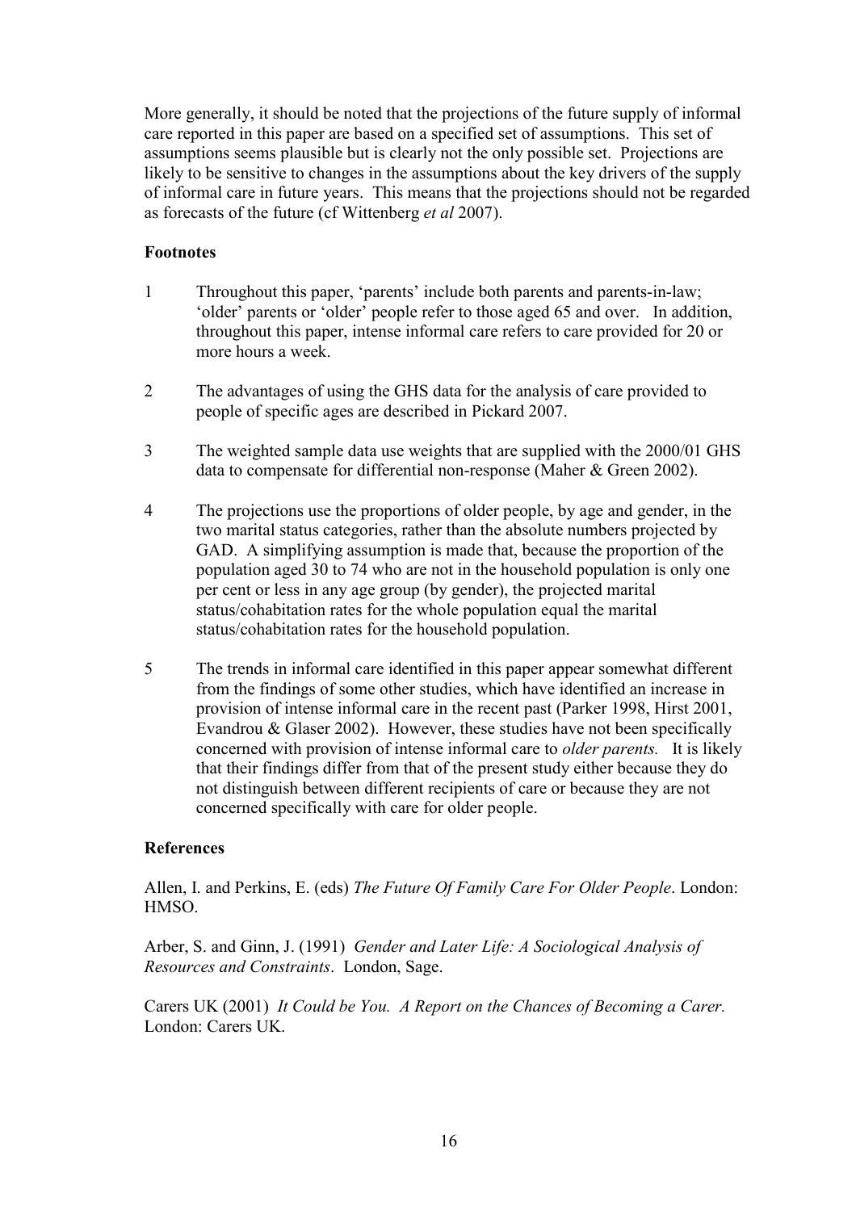More generally, it should be noted that the projections of the future supply of informal care reported in this paper are based on a specified set of assumptions. This set of assumptions seems plausible but is clearly not the only possible set. Projections are likely to be sensitive to changes in the assumptions about the key drivers of the supply of informal care in future years. This means that the projections should not be regarded as forecasts of the future (cf Wittenberg *et al* 2007).

**Footnotes**

1. Throughout this paper, 'parents' include both parents and parents-in-law; 'older' parents or 'older' people refer to those aged 65 and over. In addition, throughout this paper, intense informal care refers to care provided for 20 or more hours a week.

2. The advantages of using the GHS data for the analysis of care provided to people of specific ages are described in Pickard 2007.

3. The weighted sample data use weights that are supplied with the 2000/01 GHS data to compensate for differential non-response (Maher & Green 2002).

4. The projections use the proportions of older people, by age and gender, in the two marital status categories, rather than the absolute numbers projected by GAD. A simplifying assumption is made that, because the proportion of the population aged 30 to 74 who are not in the household population is only one per cent or less in any age group (by gender), the projected marital status/cohabitation rates for the whole population equal the marital status/cohabitation rates for the household population.

5. The trends in informal care identified in this paper appear somewhat different from the findings of some other studies, which have identified an increase in provision of intense informal care in the recent past (Parker 1998, Hirst 2001, Evandrou & Glaser 2002). However, these studies have not been specifically concerned with provision of intense informal care to *older parents.* It is likely that their findings differ from that of the present study either because they do not distinguish between different recipients of care or because they are not concerned specifically with care for older people.

**References**

Allen, I. and Perkins, E. (eds) *The Future Of Family Care For Older People*. London: HMSO.

Arber, S. and Ginn, J. (1991) *Gender and Later Life: A Sociological Analysis of Resources and Constraints*. London, Sage.

Carers UK (2001) *It Could be You. A Report on the Chances of Becoming a Carer.* London: Carers UK.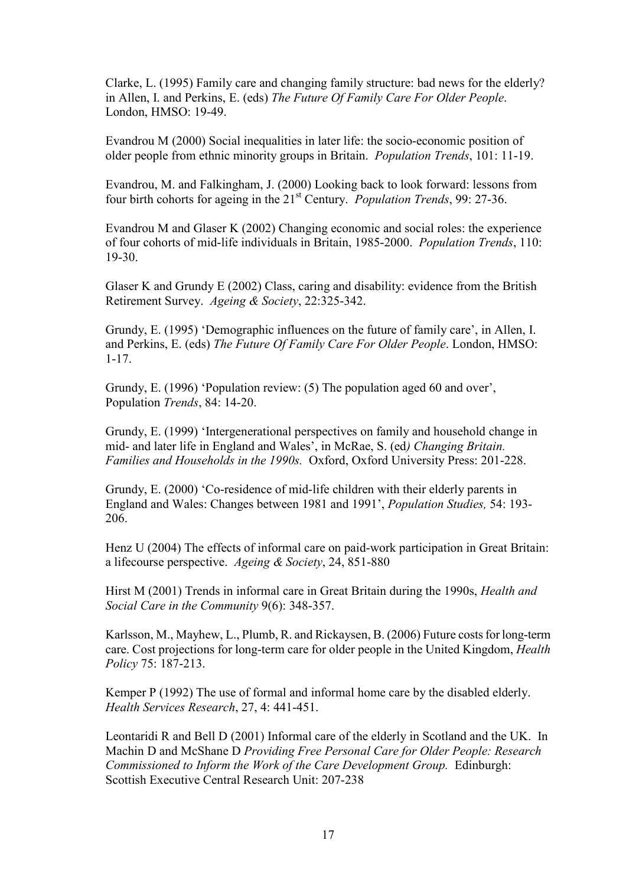Clarke, L. (1995) Family care and changing family structure: bad news for the elderly? in Allen, I. and Perkins, E. (eds) *The Future Of Family Care For Older People*. London, HMSO: 19-49.

Evandrou M (2000) Social inequalities in later life: the socio-economic position of older people from ethnic minority groups in Britain. *Population Trends*, 101: 11-19.

Evandrou, M. and Falkingham, J. (2000) Looking back to look forward: lessons from four birth cohorts for ageing in the 21st Century. *Population Trends*, 99: 27-36.

Evandrou M and Glaser K (2002) Changing economic and social roles: the experience of four cohorts of mid-life individuals in Britain, 1985-2000. *Population Trends*, 110: 19-30.

Glaser K and Grundy E (2002) Class, caring and disability: evidence from the British Retirement Survey. *Ageing & Society*, 22:325-342.

Grundy, E. (1995) 'Demographic influences on the future of family care', in Allen, I. and Perkins, E. (eds) *The Future Of Family Care For Older People*. London, HMSO: 1-17.

Grundy, E. (1996) 'Population review: (5) The population aged 60 and over', Population *Trends*, 84: 14-20.

Grundy, E. (1999) 'Intergenerational perspectives on family and household change in mid- and later life in England and Wales', in McRae, S. (ed*) Changing Britain. Families and Households in the 1990s.* Oxford, Oxford University Press: 201-228.

Grundy, E. (2000) 'Co-residence of mid-life children with their elderly parents in England and Wales: Changes between 1981 and 1991', *Population Studies,* 54: 193-206.

Henz U (2004) The effects of informal care on paid-work participation in Great Britain: a lifecourse perspective. *Ageing & Society*, 24, 851-880

Hirst M (2001) Trends in informal care in Great Britain during the 1990s, *Health and Social Care in the Community* 9(6): 348-357.

Karlsson, M., Mayhew, L., Plumb, R. and Rickaysen, B. (2006) Future costs for long-term care. Cost projections for long-term care for older people in the United Kingdom, *Health Policy* 75: 187-213.

Kemper P (1992) The use of formal and informal home care by the disabled elderly. *Health Services Research*, 27, 4: 441-451.

Leontaridi R and Bell D (2001) Informal care of the elderly in Scotland and the UK. In Machin D and McShane D *Providing Free Personal Care for Older People: Research Commissioned to Inform the Work of the Care Development Group.* Edinburgh: Scottish Executive Central Research Unit: 207-238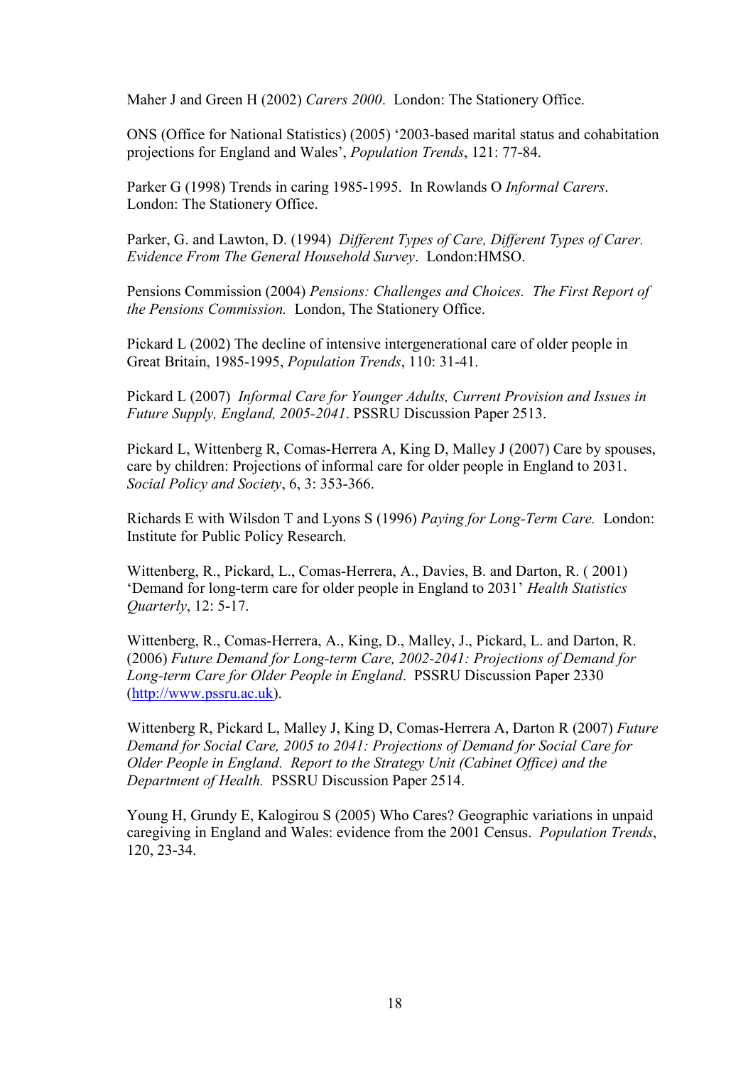Maher J and Green H (2002) *Carers 2000*. London: The Stationery Office.

ONS (Office for National Statistics) (2005) '2003-based marital status and cohabitation projections for England and Wales', *Population Trends*, 121: 77-84.

Parker G (1998) Trends in caring 1985-1995. In Rowlands O *Informal Carers*. London: The Stationery Office.

Parker, G. and Lawton, D. (1994) *Different Types of Care, Different Types of Carer. Evidence From The General Household Survey*. London:HMSO.

Pensions Commission (2004) *Pensions: Challenges and Choices. The First Report of the Pensions Commission.* London, The Stationery Office.

Pickard L (2002) The decline of intensive intergenerational care of older people in Great Britain, 1985-1995, *Population Trends*, 110: 31-41.

Pickard L (2007) *Informal Care for Younger Adults, Current Provision and Issues in Future Supply, England, 2005-2041*. PSSRU Discussion Paper 2513.

Pickard L, Wittenberg R, Comas-Herrera A, King D, Malley J (2007) Care by spouses, care by children: Projections of informal care for older people in England to 2031. *Social Policy and Society*, 6, 3: 353-366.

Richards E with Wilsdon T and Lyons S (1996) *Paying for Long-Term Care.* London: Institute for Public Policy Research.

Wittenberg, R., Pickard, L., Comas-Herrera, A., Davies, B. and Darton, R. ( 2001) 'Demand for long-term care for older people in England to 2031' *Health Statistics Quarterly*, 12: 5-17.

Wittenberg, R., Comas-Herrera, A., King, D., Malley, J., Pickard, L. and Darton, R. (2006) *Future Demand for Long-term Care, 2002-2041: Projections of Demand for Long-term Care for Older People in England*. PSSRU Discussion Paper 2330 (http://www.pssru.ac.uk).

Wittenberg R, Pickard L, Malley J, King D, Comas-Herrera A, Darton R (2007) *Future Demand for Social Care, 2005 to 2041: Projections of Demand for Social Care for Older People in England. Report to the Strategy Unit (Cabinet Office) and the Department of Health.* PSSRU Discussion Paper 2514.

Young H, Grundy E, Kalogirou S (2005) Who Cares? Geographic variations in unpaid caregiving in England and Wales: evidence from the 2001 Census. *Population Trends*, 120, 23-34.